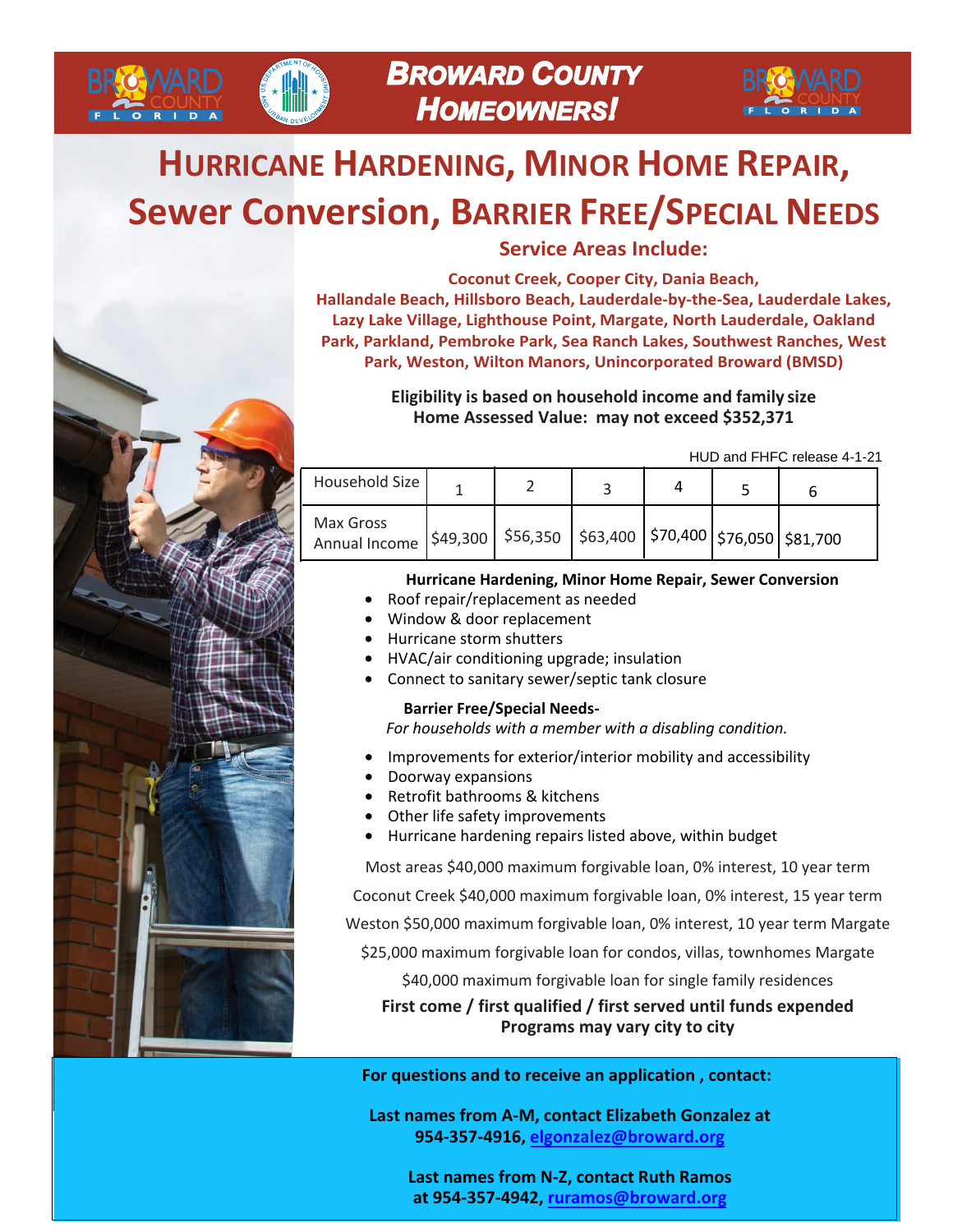# Broward County Homeowners!

# Hurricane Hardening, Minor Home Repair, Sewer Conversion, Barrier Free/Special Needs

## Service Areas Include:

**Coconut Creek, Cooper City, Dania Beach, Hallandale Beach, Hillsboro Beach, Lauderdale-by-the-Sea, Lauderdale Lakes, Lazy Lake Village, Lighthouse Point, Margate, North Lauderdale, Oakland Park, Parkland, Pembroke Park, Sea Ranch Lakes, Southwest Ranches, West Park, Weston, Wilton Manors, Unincorporated Broward (BMSD)**

**Eligibility is based on household income and family size**
**Home Assessed Value: may not exceed $352,371**

HUD and FHFC release 4-1-21

| Household Size | 1 | 2 | 3 | 4 | 5 | 6 |
|---|---|---|---|---|---|---|
| Max Gross Annual Income | $49,300 | $56,350 | $63,400 | $70,400 | $76,050 | $81,700 |

**Hurricane Hardening, Minor Home Repair, Sewer Conversion**

- Roof repair/replacement as needed
- Window & door replacement
- Hurricane storm shutters
- HVAC/air conditioning upgrade; insulation
- Connect to sanitary sewer/septic tank closure

**Barrier Free/Special Needs-**
*For households with a member with a disabling condition.*

- Improvements for exterior/interior mobility and accessibility
- Doorway expansions
- Retrofit bathrooms & kitchens
- Other life safety improvements
- Hurricane hardening repairs listed above, within budget

Most areas $40,000 maximum forgivable loan, 0% interest, 10 year term

Coconut Creek $40,000 maximum forgivable loan, 0% interest, 15 year term

Weston $50,000 maximum forgivable loan, 0% interest, 10 year term Margate

$25,000 maximum forgivable loan for condos, villas, townhomes Margate

$40,000 maximum forgivable loan for single family residences

**First come / first qualified / first served until funds expended**
**Programs may vary city to city**

**For questions and to receive an application , contact:**

**Last names from A-M, contact Elizabeth Gonzalez at 954-357-4916, elgonzalez@broward.org**

**Last names from N-Z, contact Ruth Ramos at 954-357-4942, ruramos@broward.org**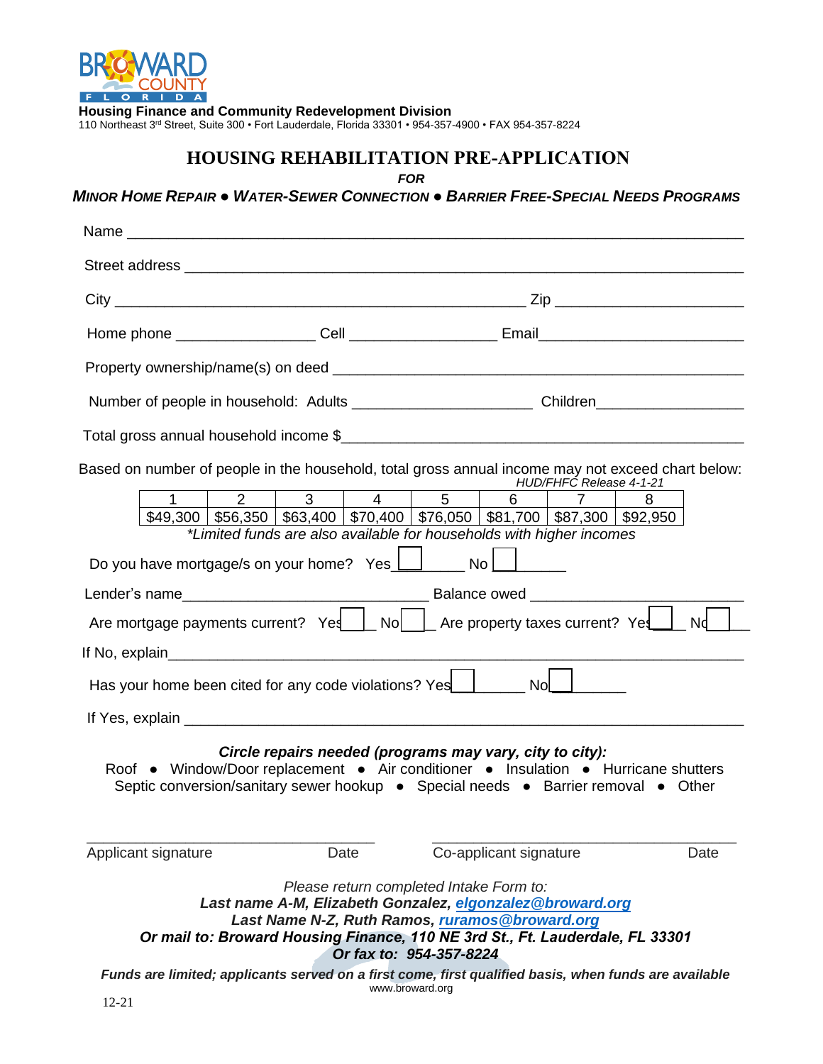**Housing Finance and Community Redevelopment Division**
110 Northeast 3rd Street, Suite 300 • Fort Lauderdale, Florida 33301 • 954-357-4900 • FAX 954-357-8224

# HOUSING REHABILITATION PRE-APPLICATION

***FOR***

***MINOR HOME REPAIR ● WATER-SEWER CONNECTION ● BARRIER FREE-SPECIAL NEEDS PROGRAMS***

Name ___________________________________________________________________________

Street address ____________________________________________________________________

City ___________________________________________________ Zip _______________________

Home phone _________________ Cell __________________ Email_________________________

Property ownership/name(s) on deed ___________________________________________________

Number of people in household: Adults _____________________ Children_________________

Total gross annual household income $_________________________________________________

Based on number of people in the household, total gross annual income may not exceed chart below:

*HUD/FHFC Release 4-1-21*

| 1 | 2 | 3 | 4 | 5 | 6 | 7 | 8 |
|---|---|---|---|---|---|---|---|
| $49,300 | $56,350 | $63,400 | $70,400 | $76,050 | $81,700 | $87,300 | $92,950 |

*\*Limited funds are also available for households with higher incomes*

Do you have mortgage/s on your home? Yes ☐______ No ☐______

Lender's name______________________________ Balance owed _________________________

Are mortgage payments current? Yes ☐ No ☐ Are property taxes current? Yes ☐ No ☐

If No, explain_______________________________________________________________________

Has your home been cited for any code violations? Yes ☐______ No ☐______

If Yes, explain ______________________________________________________________________

***Circle repairs needed (programs may vary, city to city):***

Roof • Window/Door replacement • Air conditioner • Insulation • Hurricane shutters
Septic conversion/sanitary sewer hookup • Special needs • Barrier removal • Other

_________________________________ _________________________________

Applicant signature Date Co-applicant signature Date

*Please return completed Intake Form to:*

***Last name A-M, Elizabeth Gonzalez, elgonzalez@broward.org***

***Last Name N-Z, Ruth Ramos, ruramos@broward.org***

***Or mail to: Broward Housing Finance, 110 NE 3rd St., Ft. Lauderdale, FL 33301***

***Or fax to: 954-357-8224***

***Funds are limited; applicants served on a first come, first qualified basis, when funds are available***

www.broward.org

12-21